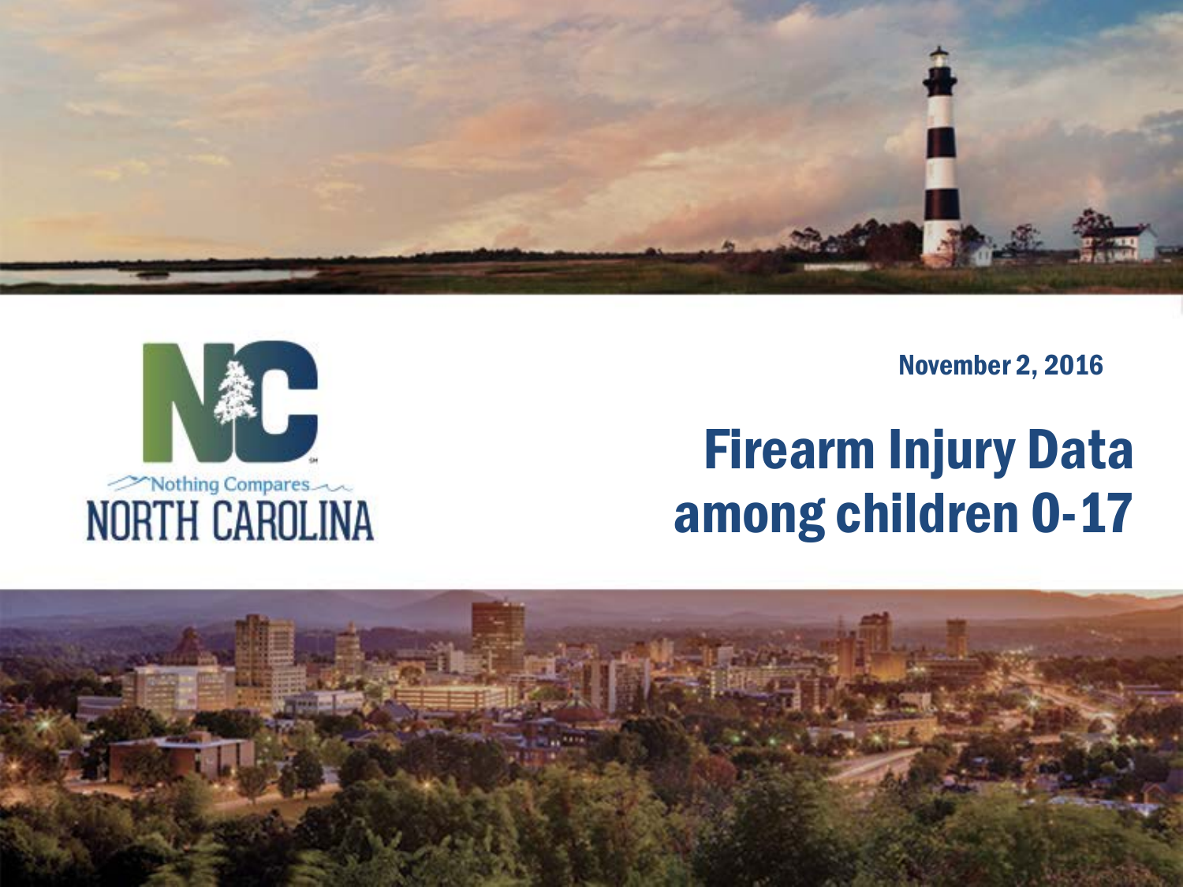Nothing Compares
NORTH CAROLINA

November 2, 2016

# Firearm Injury Data among children 0-17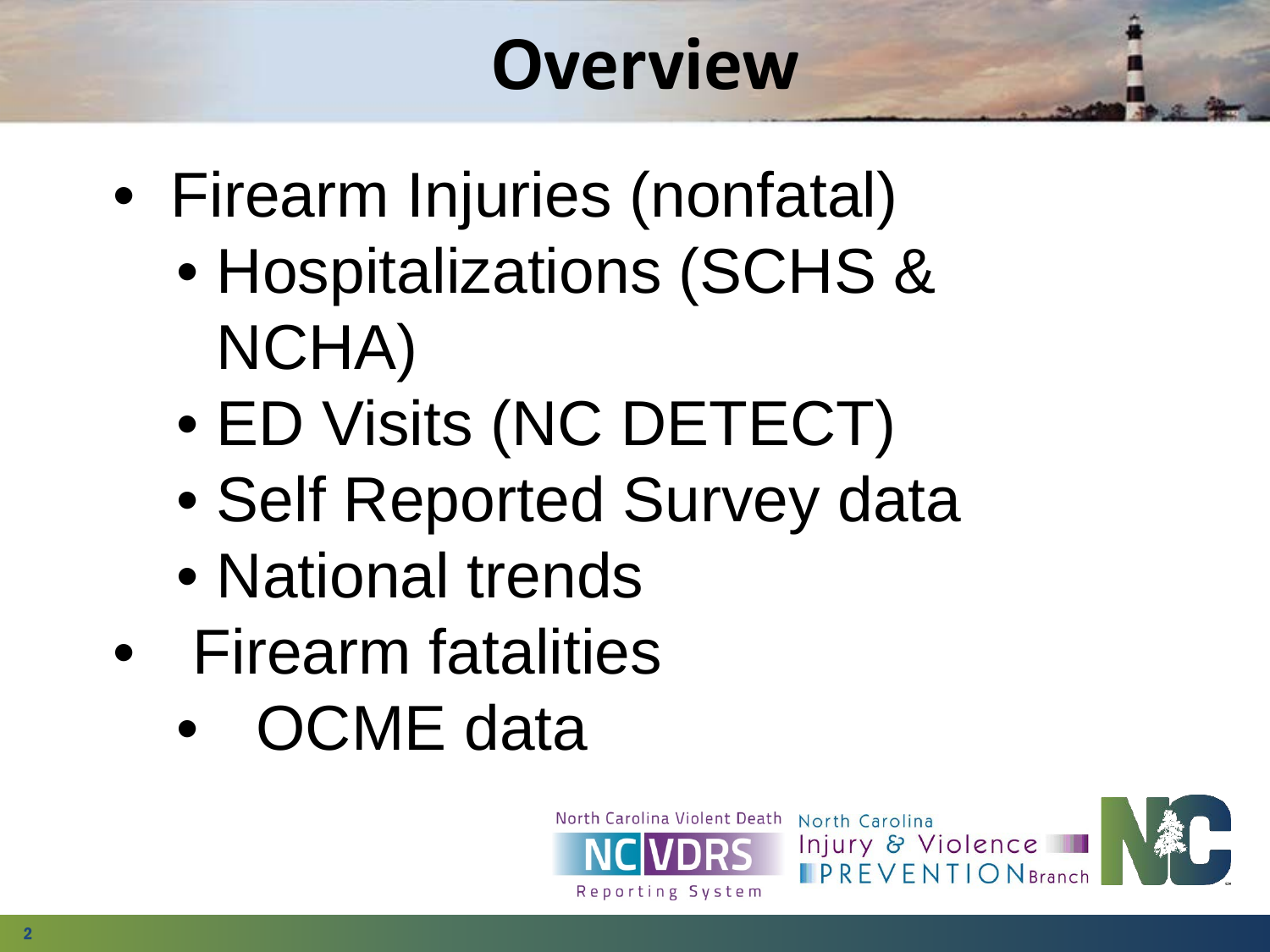# Overview

- Firearm Injuries (nonfatal)
  - Hospitalizations (SCHS & NCHA)
  - ED Visits (NC DETECT)
  - Self Reported Survey data
  - National trends
- Firearm fatalities
  - OCME data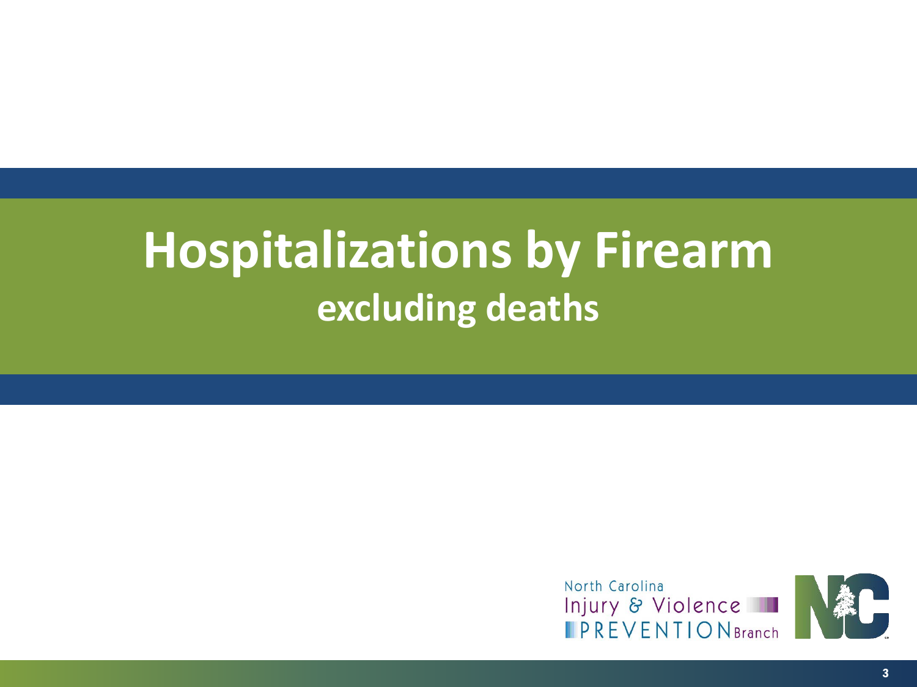# Hospitalizations by Firearm

## excluding deaths

North Carolina Injury & Violence PREVENTION Branch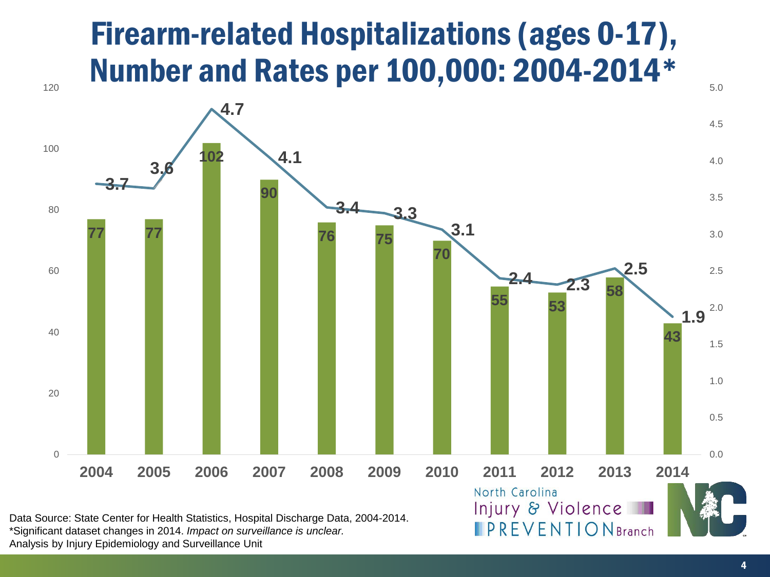# Firearm-related Hospitalizations (ages 0-17), Number and Rates per 100,000: 2004-2014*

| Year | Number | Rate per 100,000 |
|---|---|---|
| 2004 | 77 | 3.7 |
| 2005 | 77 | 3.6 |
| 2006 | 102 | 4.7 |
| 2007 | 90 | 4.1 |
| 2008 | 76 | 3.4 |
| 2009 | 75 | 3.3 |
| 2010 | 70 | 3.1 |
| 2011 | 55 | 2.4 |
| 2012 | 53 | 2.3 |
| 2013 | 58 | 2.5 |
| 2014 | 43 | 1.9 |

Data Source: State Center for Health Statistics, Hospital Discharge Data, 2004-2014.
*Significant dataset changes in 2014. *Impact on surveillance is unclear.*
Analysis by Injury Epidemiology and Surveillance Unit

North Carolina Injury & Violence PREVENTION Branch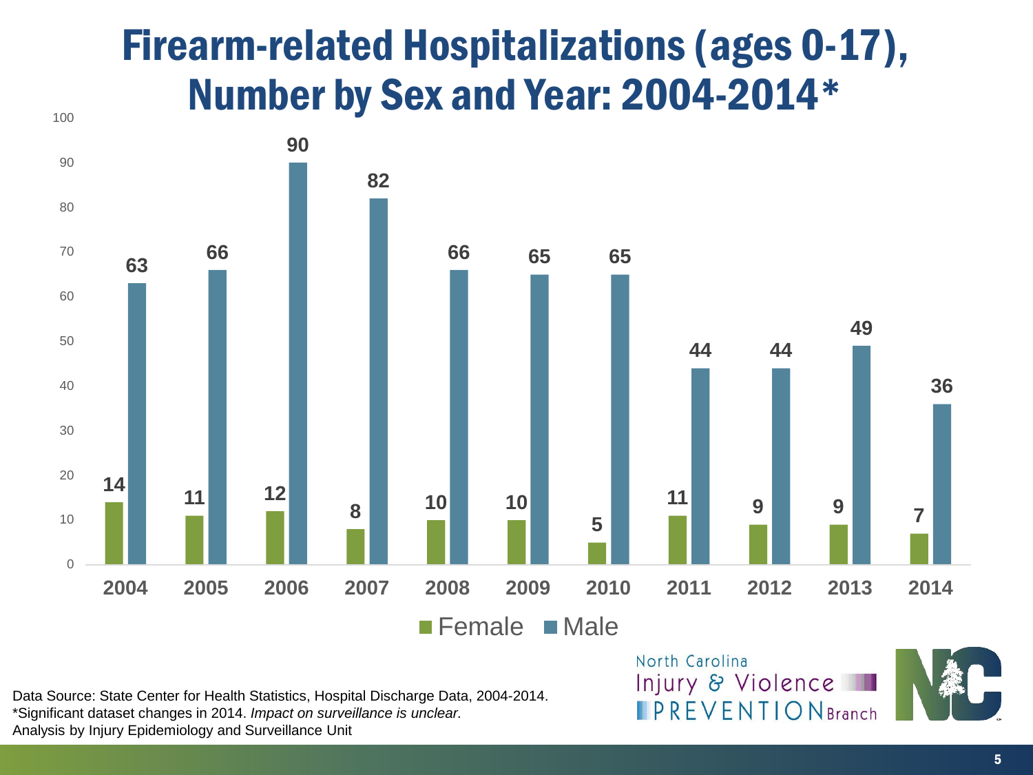# Firearm-related Hospitalizations (ages 0-17), Number by Sex and Year: 2004-2014*

| Year | Female | Male |
| --- | --- | --- |
| 2004 | 14 | 63 |
| 2005 | 11 | 66 |
| 2006 | 12 | 90 |
| 2007 | 8 | 82 |
| 2008 | 10 | 66 |
| 2009 | 10 | 65 |
| 2010 | 5 | 65 |
| 2011 | 11 | 44 |
| 2012 | 9 | 44 |
| 2013 | 9 | 49 |
| 2014 | 7 | 36 |

Data Source: State Center for Health Statistics, Hospital Discharge Data, 2004-2014.
*Significant dataset changes in 2014. *Impact on surveillance is unclear.*
Analysis by Injury Epidemiology and Surveillance Unit

North Carolina Injury & Violence PREVENTION Branch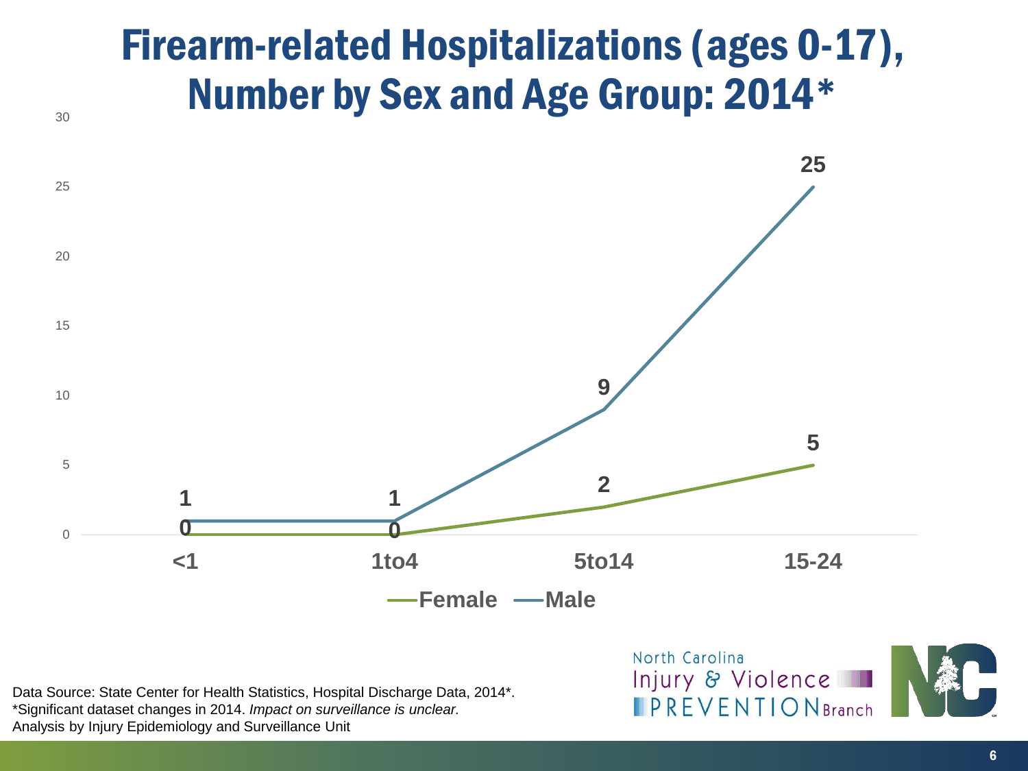# Firearm-related Hospitalizations (ages 0-17), Number by Sex and Age Group: 2014*

| Age Group | Female | Male |
| --- | --- | --- |
| <1 | 0 | 1 |
| 1to4 | 0 | 1 |
| 5to14 | 2 | 9 |
| 15-24 | 5 | 25 |

Data Source: State Center for Health Statistics, Hospital Discharge Data, 2014*.
*Significant dataset changes in 2014. *Impact on surveillance is unclear.*
Analysis by Injury Epidemiology and Surveillance Unit

North Carolina Injury & Violence PREVENTION Branch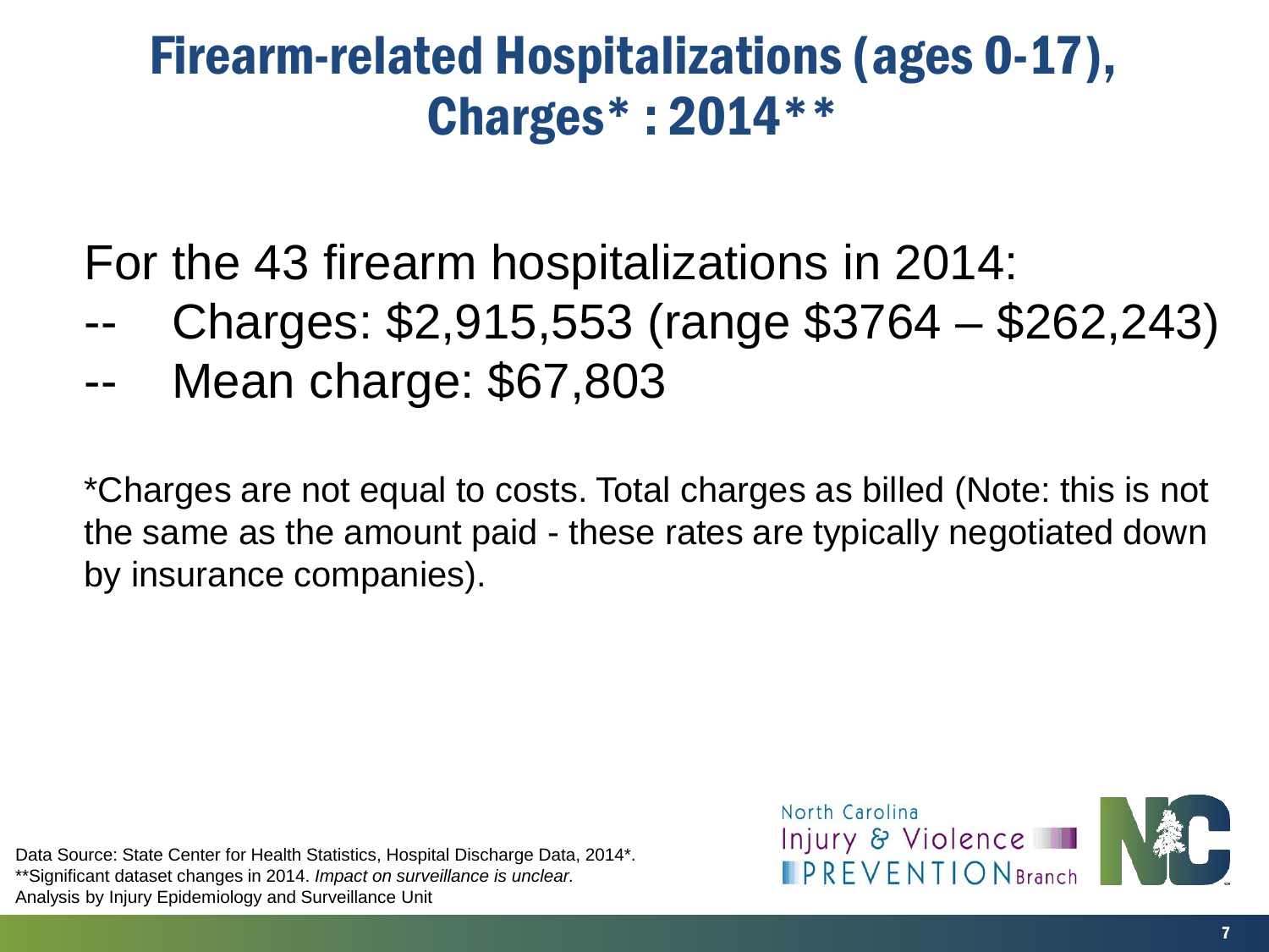# Firearm-related Hospitalizations (ages 0-17), Charges* : 2014**

For the 43 firearm hospitalizations in 2014:

-- Charges: $2,915,553 (range $3764 – $262,243)

-- Mean charge: $67,803

*Charges are not equal to costs. Total charges as billed (Note: this is not the same as the amount paid - these rates are typically negotiated down by insurance companies).

Data Source: State Center for Health Statistics, Hospital Discharge Data, 2014*.
**Significant dataset changes in 2014. *Impact on surveillance is unclear.*
Analysis by Injury Epidemiology and Surveillance Unit

North Carolina Injury & Violence PREVENTION Branch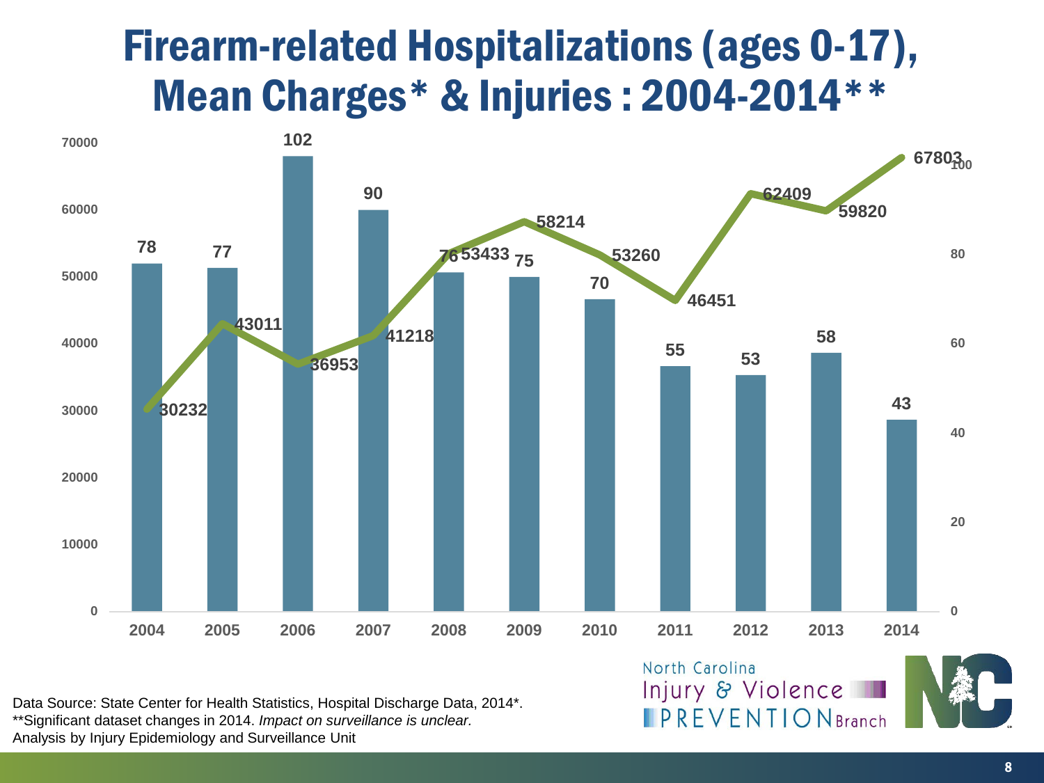# Firearm-related Hospitalizations (ages 0-17), Mean Charges* & Injuries : 2004-2014**

| Year | Injuries | Mean Charges |
|---|---|---|
| 2004 | 78 | 30232 |
| 2005 | 77 | 43011 |
| 2006 | 102 | 36953 |
| 2007 | 90 | 41218 |
| 2008 | 76 | 53433 |
| 2009 | 75 | 58214 |
| 2010 | 70 | 53260 |
| 2011 | 55 | 46451 |
| 2012 | 53 | 62409 |
| 2013 | 58 | 59820 |
| 2014 | 43 | 67803 |

Data Source: State Center for Health Statistics, Hospital Discharge Data, 2014*.
**Significant dataset changes in 2014. *Impact on surveillance is unclear.*
Analysis by Injury Epidemiology and Surveillance Unit

North Carolina Injury & Violence PREVENTION Branch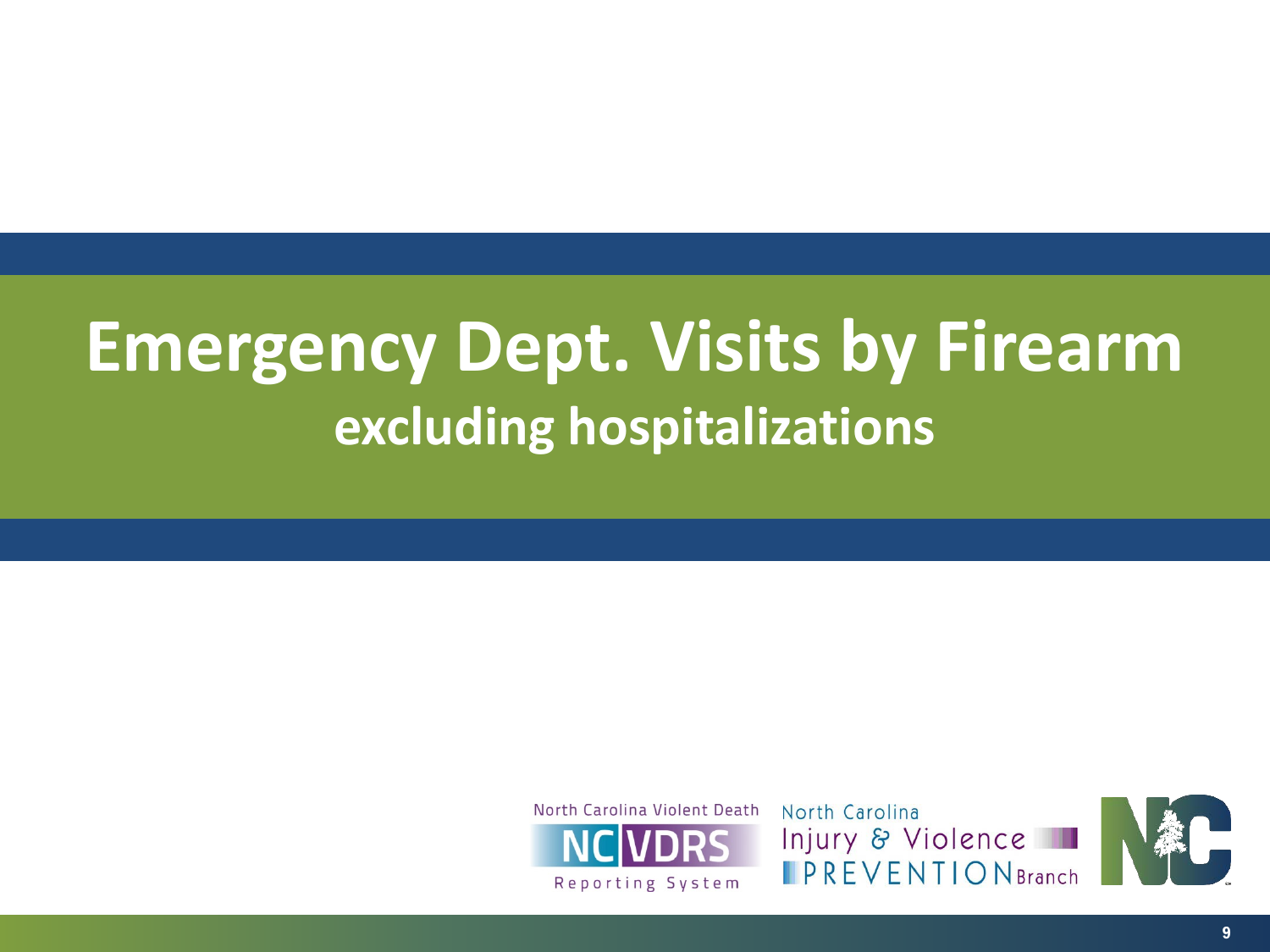# Emergency Dept. Visits by Firearm

## excluding hospitalizations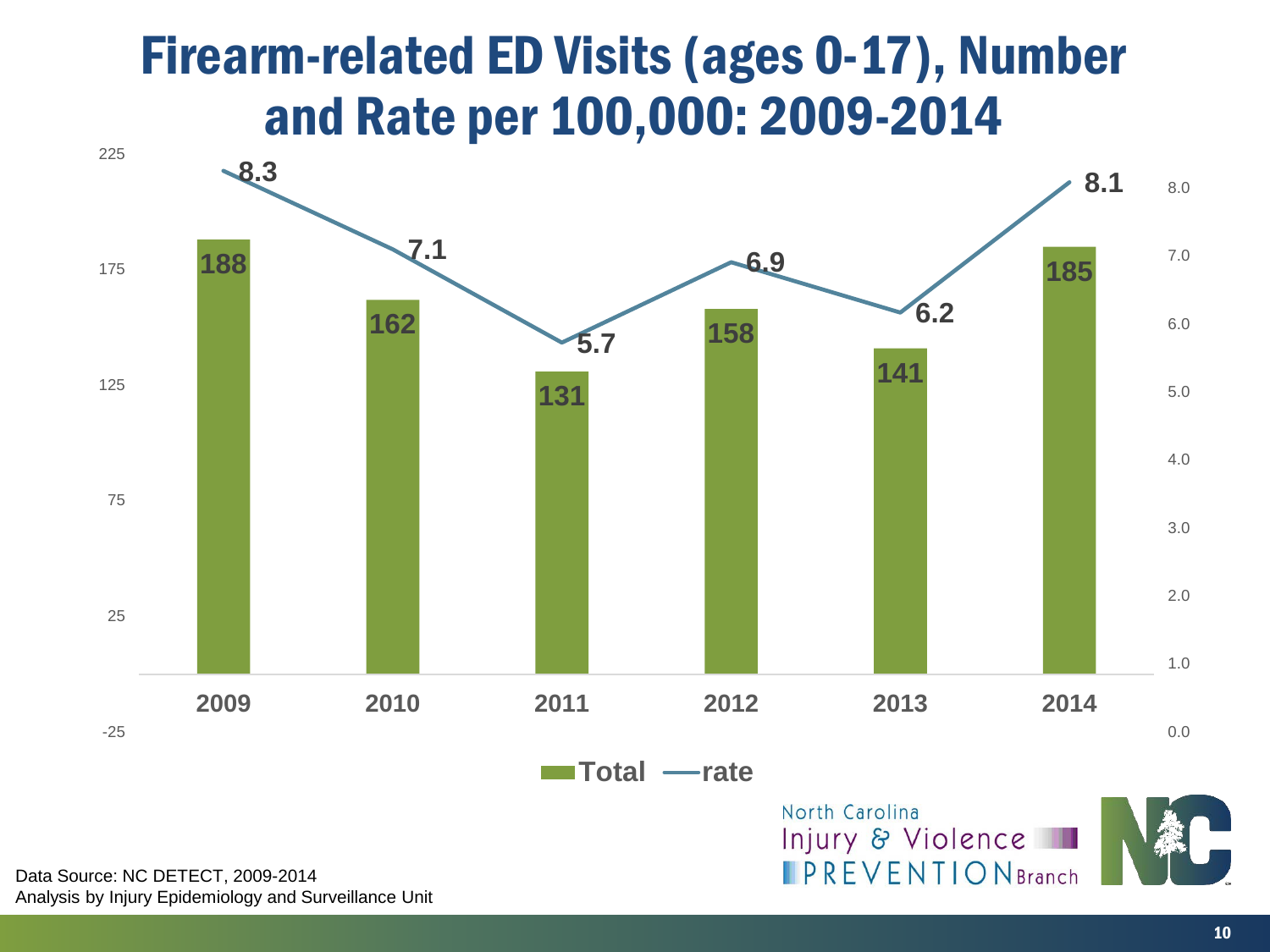# Firearm-related ED Visits (ages 0-17), Number and Rate per 100,000: 2009-2014

| Year | Total | rate |
|---|---|---|
| 2009 | 188 | 8.3 |
| 2010 | 162 | 7.1 |
| 2011 | 131 | 5.7 |
| 2012 | 158 | 6.9 |
| 2013 | 141 | 6.2 |
| 2014 | 185 | 8.1 |

Data Source: NC DETECT, 2009-2014
Analysis by Injury Epidemiology and Surveillance Unit

North Carolina Injury & Violence PREVENTION Branch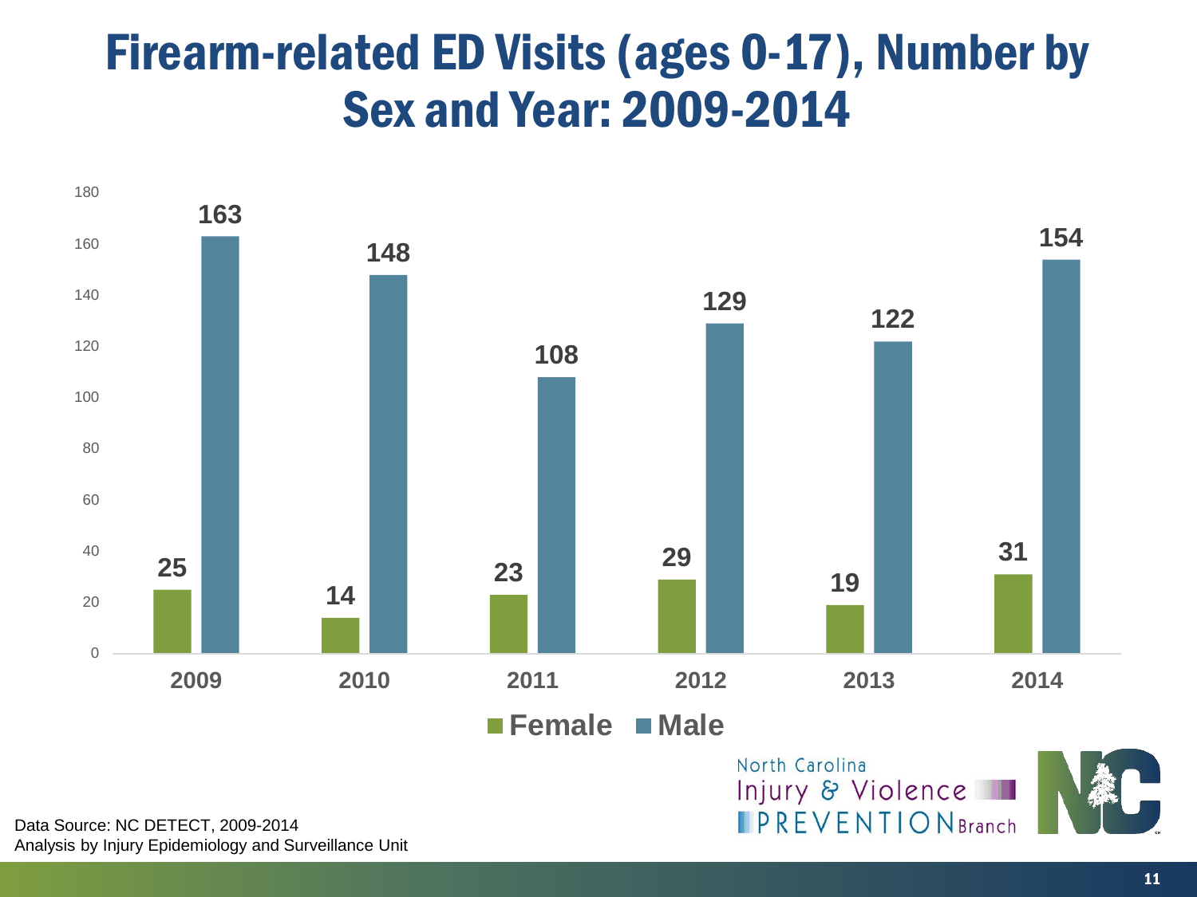# Firearm-related ED Visits (ages 0-17), Number by Sex and Year: 2009-2014

| Year | Female | Male |
|---|---|---|
| 2009 | 25 | 163 |
| 2010 | 14 | 148 |
| 2011 | 23 | 108 |
| 2012 | 29 | 129 |
| 2013 | 19 | 122 |
| 2014 | 31 | 154 |

Data Source: NC DETECT, 2009-2014
Analysis by Injury Epidemiology and Surveillance Unit

North Carolina Injury & Violence PREVENTION Branch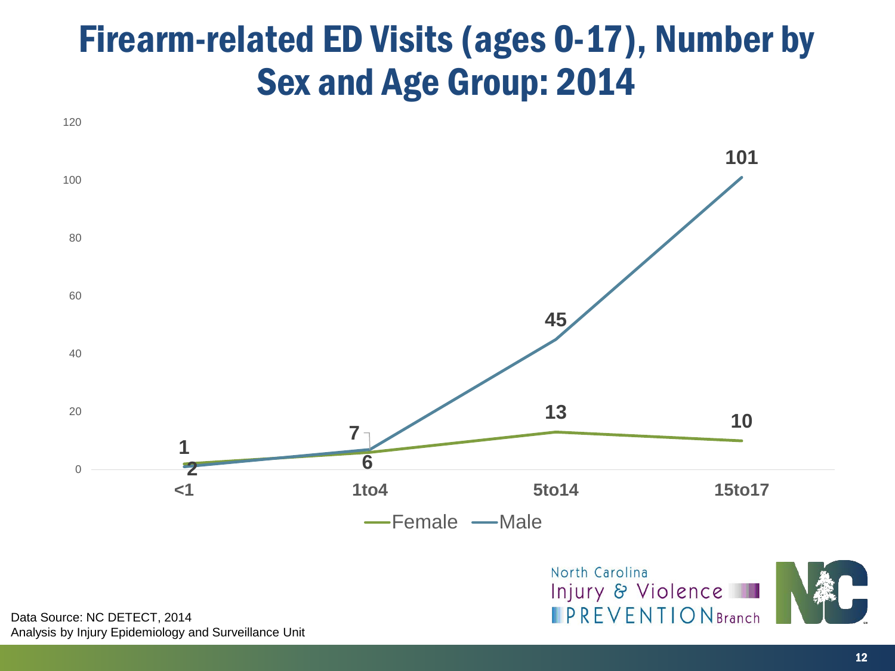# Firearm-related ED Visits (ages 0-17), Number by Sex and Age Group: 2014

| Age Group | Female | Male |
|---|---|---|
| <1 | 2 | 1 |
| 1to4 | 6 | 7 |
| 5to14 | 13 | 45 |
| 15to17 | 10 | 101 |

Data Source: NC DETECT, 2014
Analysis by Injury Epidemiology and Surveillance Unit

North Carolina Injury & Violence PREVENTION Branch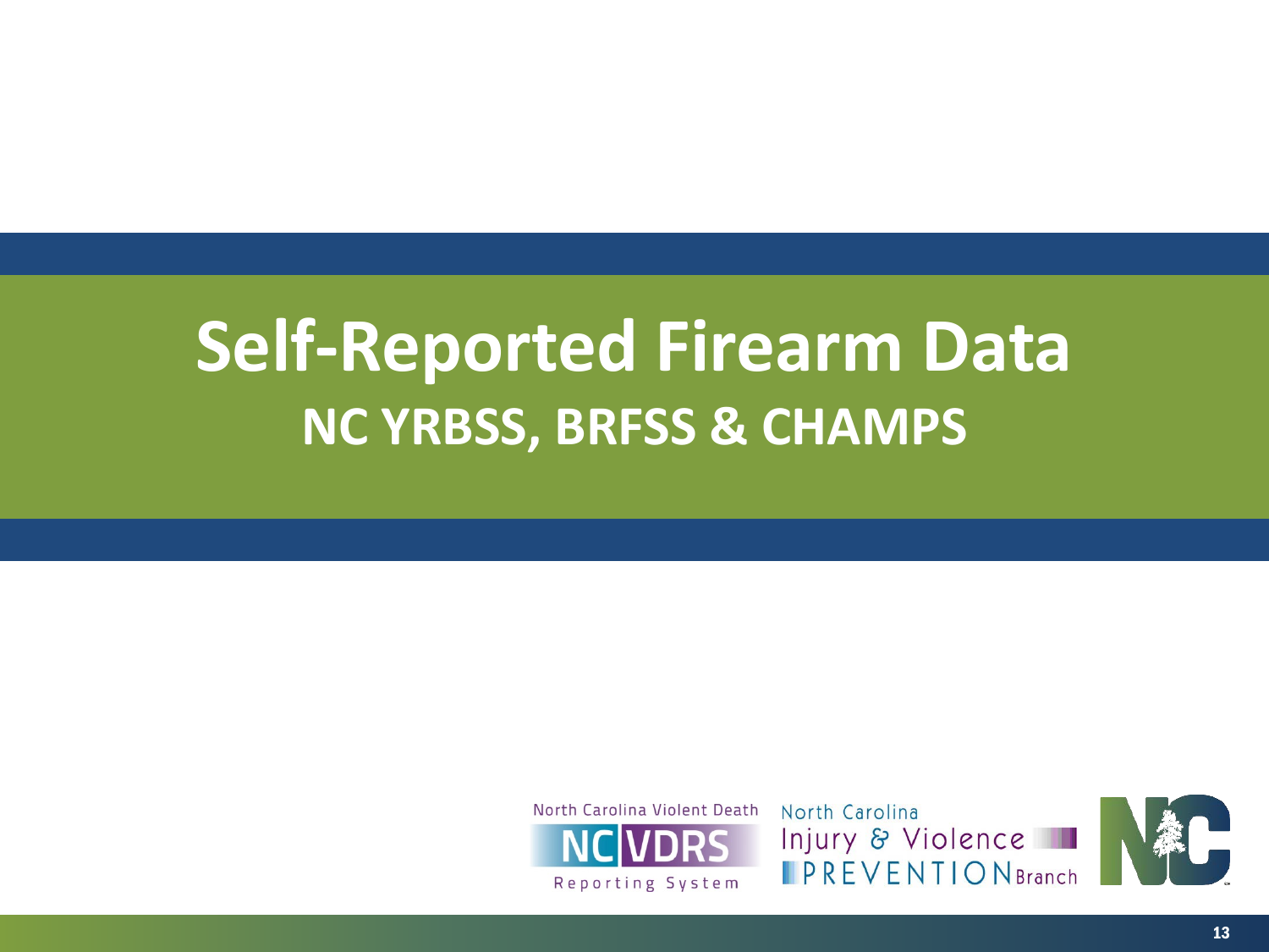# Self-Reported Firearm Data

## NC YRBSS, BRFSS & CHAMPS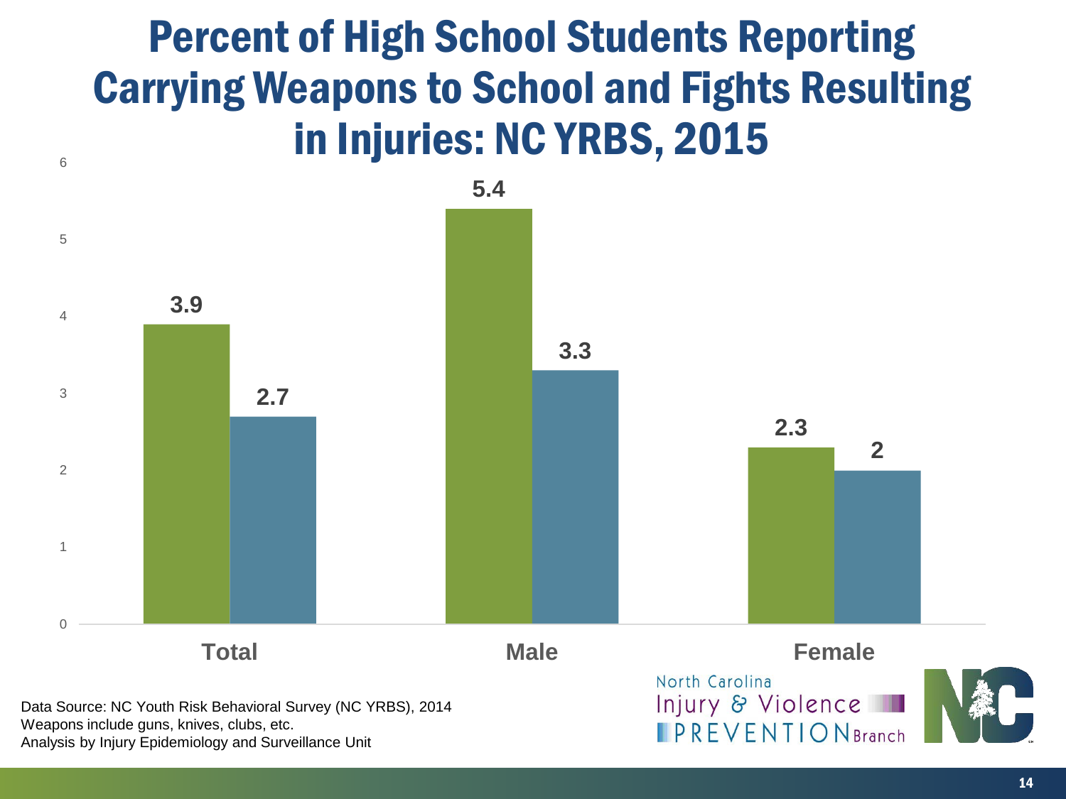# Percent of High School Students Reporting Carrying Weapons to School and Fights Resulting in Injuries: NC YRBS, 2015

| | Series 1 | Series 2 |
|---|---|---|
| Total | 3.9 | 2.7 |
| Male | 5.4 | 3.3 |
| Female | 2.3 | 2 |

Data Source: NC Youth Risk Behavioral Survey (NC YRBS), 2014
Weapons include guns, knives, clubs, etc.
Analysis by Injury Epidemiology and Surveillance Unit

North Carolina Injury & Violence PREVENTION Branch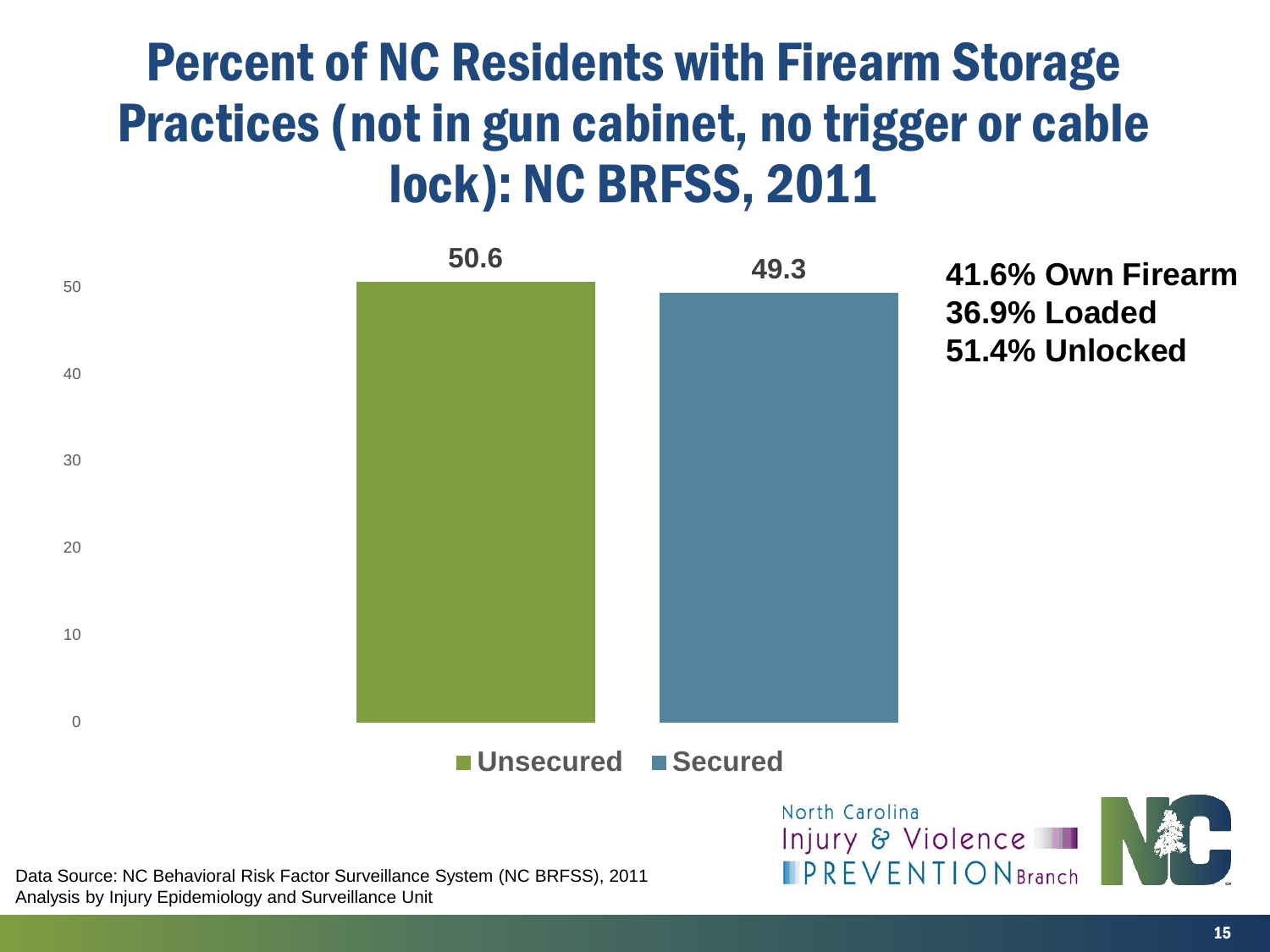# Percent of NC Residents with Firearm Storage Practices (not in gun cabinet, no trigger or cable lock): NC BRFSS, 2011

| Storage Practice | Percent |
|---|---|
| Unsecured | 50.6 |
| Secured | 49.3 |

**41.6% Own Firearm**
**36.9% Loaded**
**51.4% Unlocked**

Data Source: NC Behavioral Risk Factor Surveillance System (NC BRFSS), 2011
Analysis by Injury Epidemiology and Surveillance Unit

North Carolina Injury & Violence PREVENTION Branch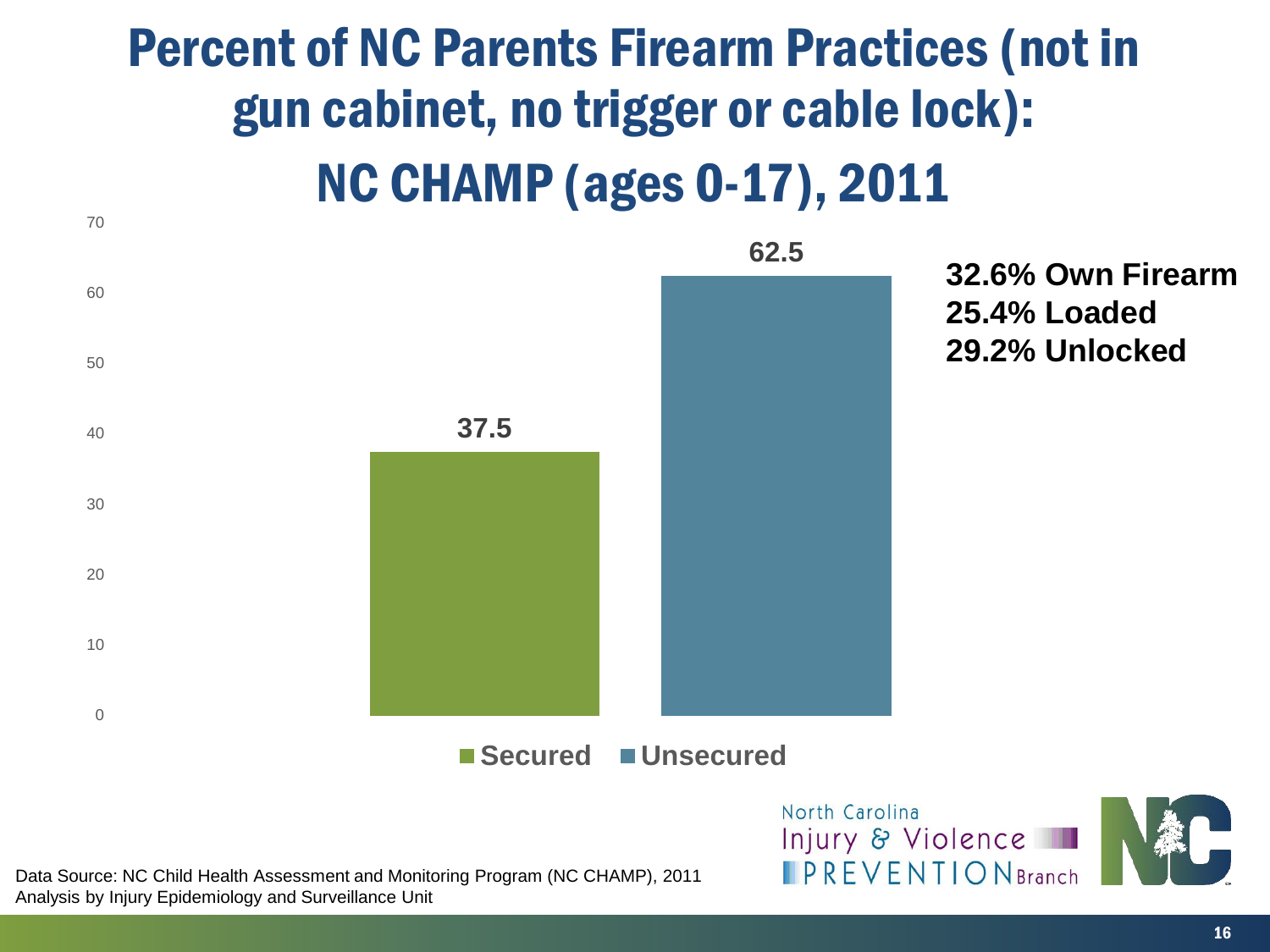# Percent of NC Parents Firearm Practices (not in gun cabinet, no trigger or cable lock): NC CHAMP (ages 0-17), 2011

| | Percent |
|---|---|
| Secured | 37.5 |
| Unsecured | 62.5 |

**32.6% Own Firearm**
**25.4% Loaded**
**29.2% Unlocked**

Data Source: NC Child Health Assessment and Monitoring Program (NC CHAMP), 2011
Analysis by Injury Epidemiology and Surveillance Unit

North Carolina Injury & Violence PREVENTION Branch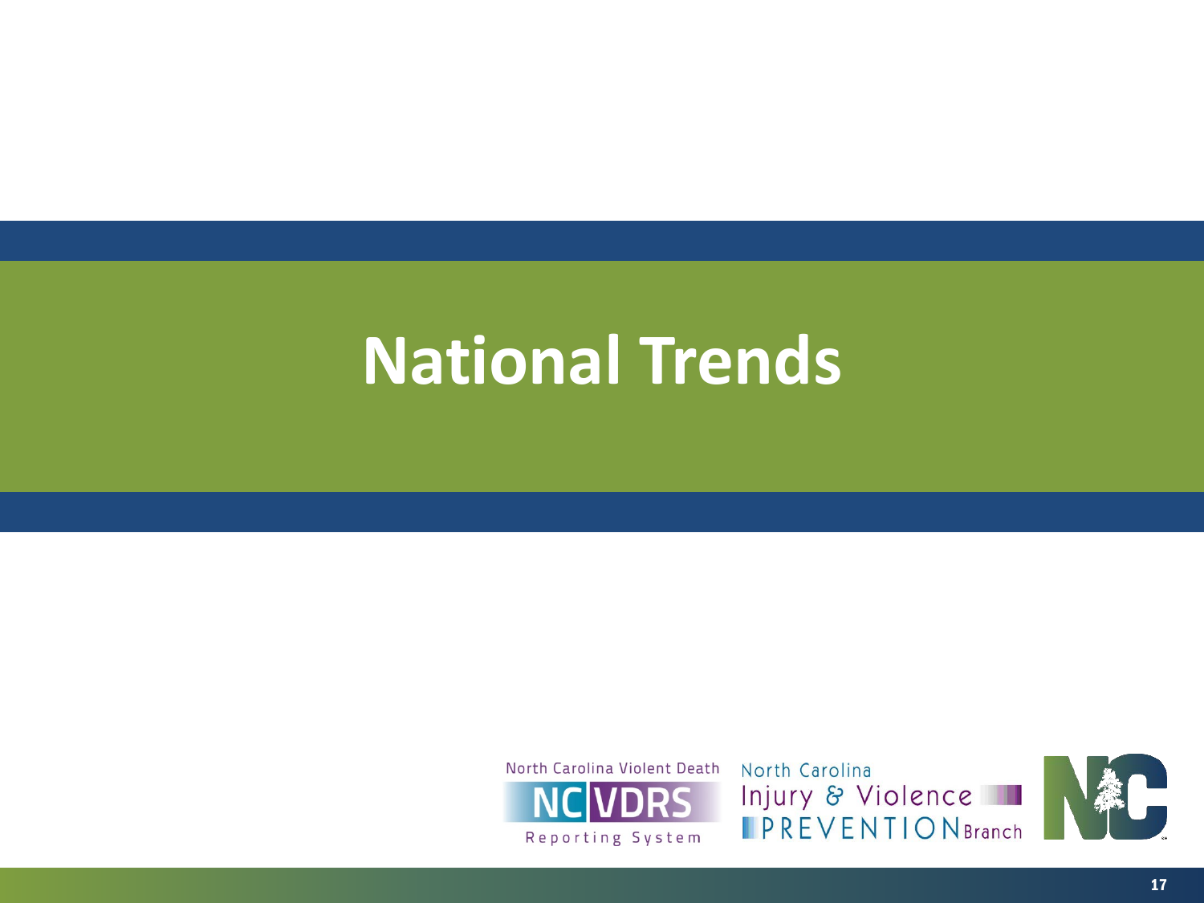# National Trends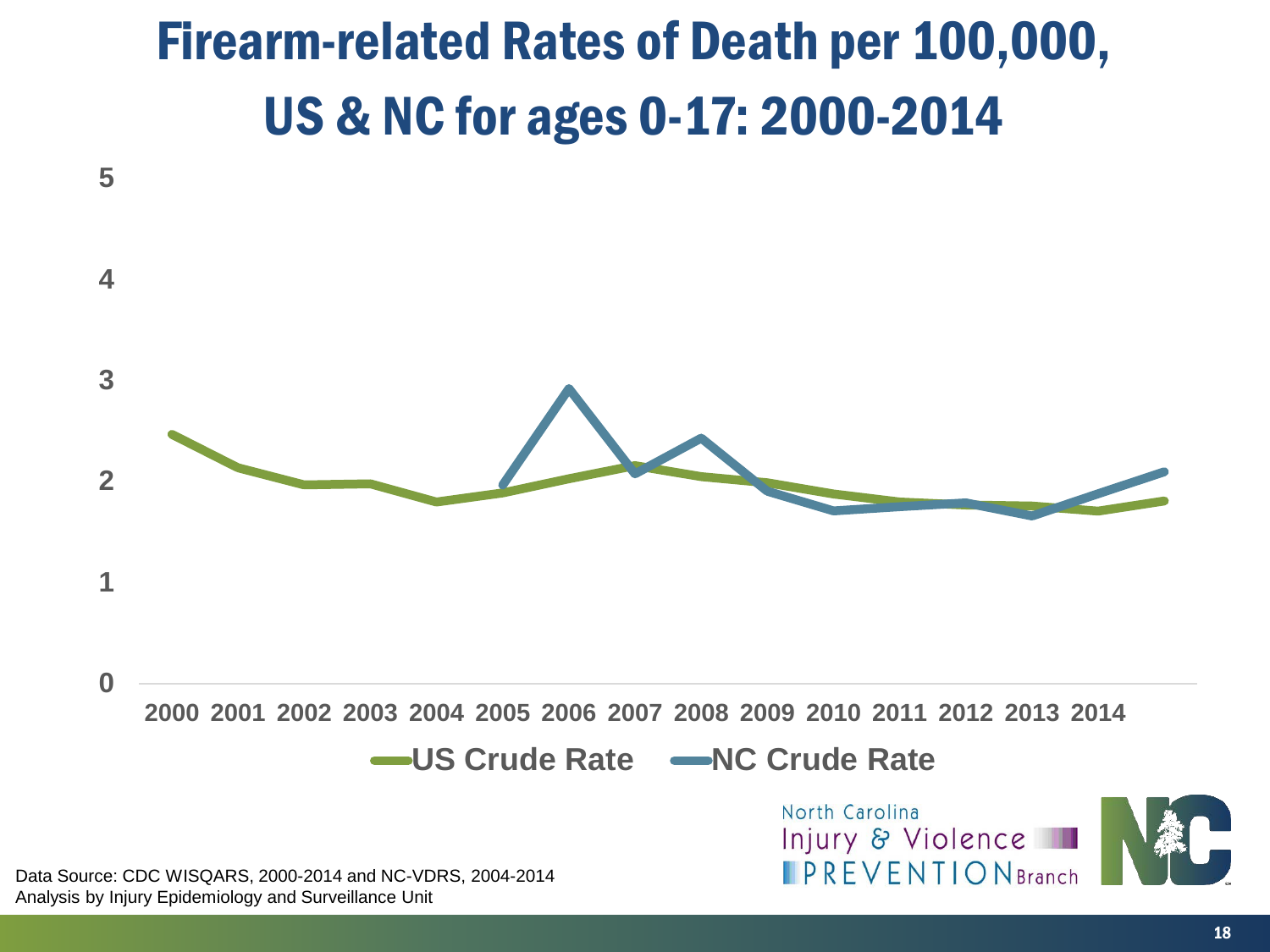# Firearm-related Rates of Death per 100,000, US & NC for ages 0-17: 2000-2014

5

4

3

2

1

0

2000 2001 2002 2003 2004 2005 2006 2007 2008 2009 2010 2011 2012 2013 2014

US Crude Rate — NC Crude Rate

Data Source: CDC WISQARS, 2000-2014 and NC-VDRS, 2004-2014
Analysis by Injury Epidemiology and Surveillance Unit

North Carolina Injury & Violence PREVENTION Branch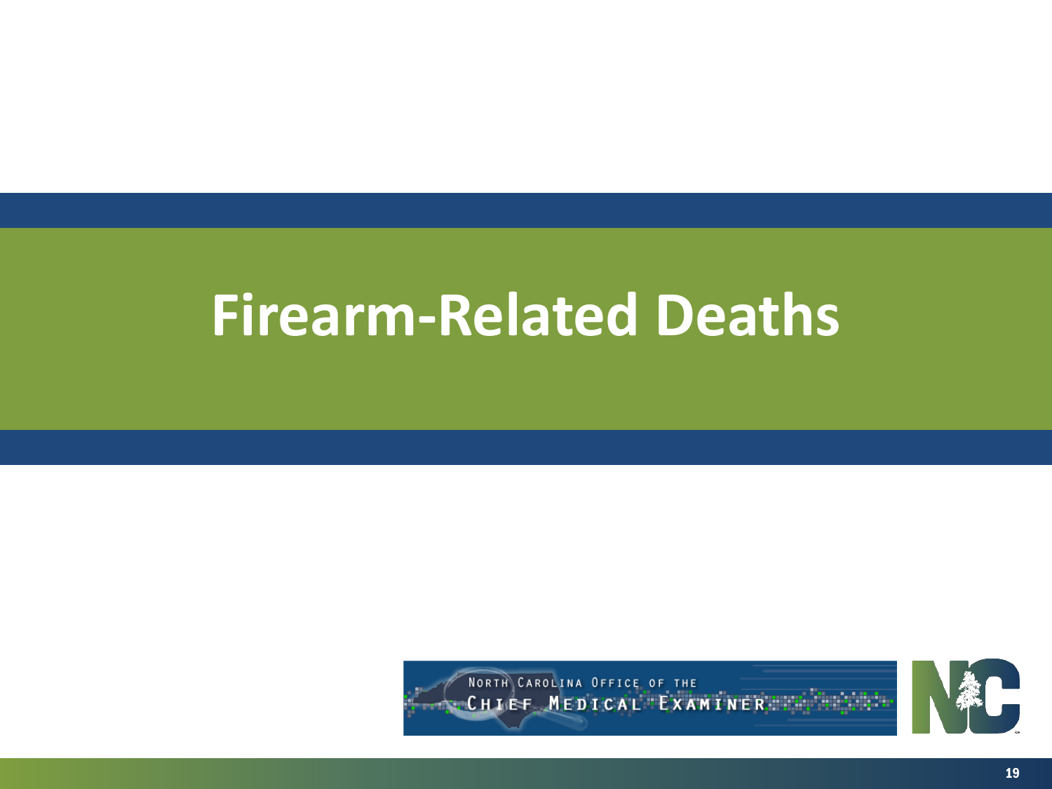# Firearm-Related Deaths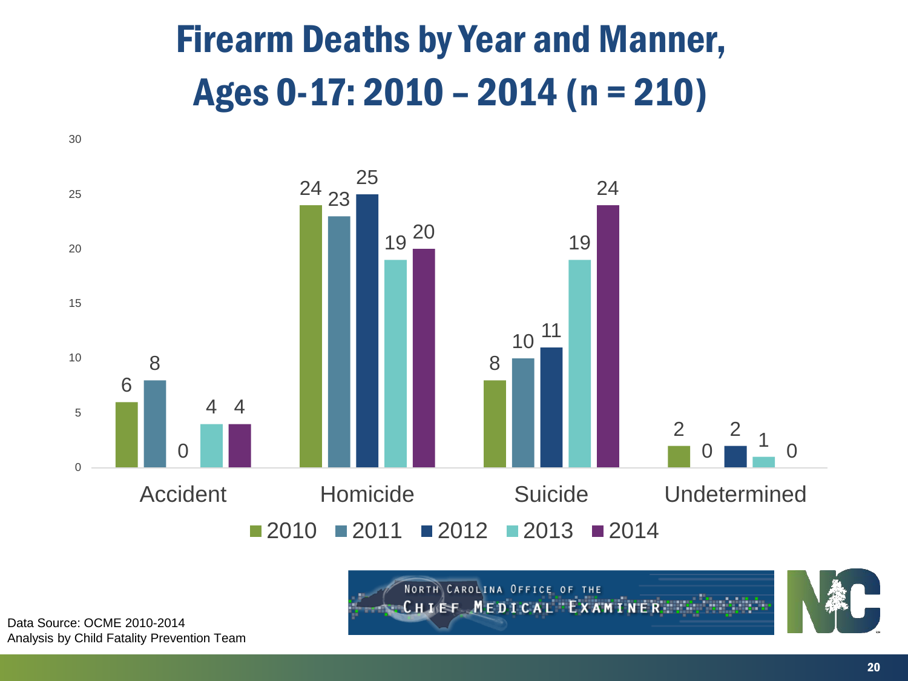# Firearm Deaths by Year and Manner, Ages 0-17: 2010 – 2014 (n = 210)

| Manner | 2010 | 2011 | 2012 | 2013 | 2014 |
|---|---|---|---|---|---|
| Accident | 6 | 8 | 0 | 4 | 4 |
| Homicide | 24 | 23 | 25 | 19 | 20 |
| Suicide | 8 | 10 | 11 | 19 | 24 |
| Undetermined | 2 | 0 | 2 | 1 | 0 |

Data Source: OCME 2010-2014
Analysis by Child Fatality Prevention Team

North Carolina Office of the Chief Medical Examiner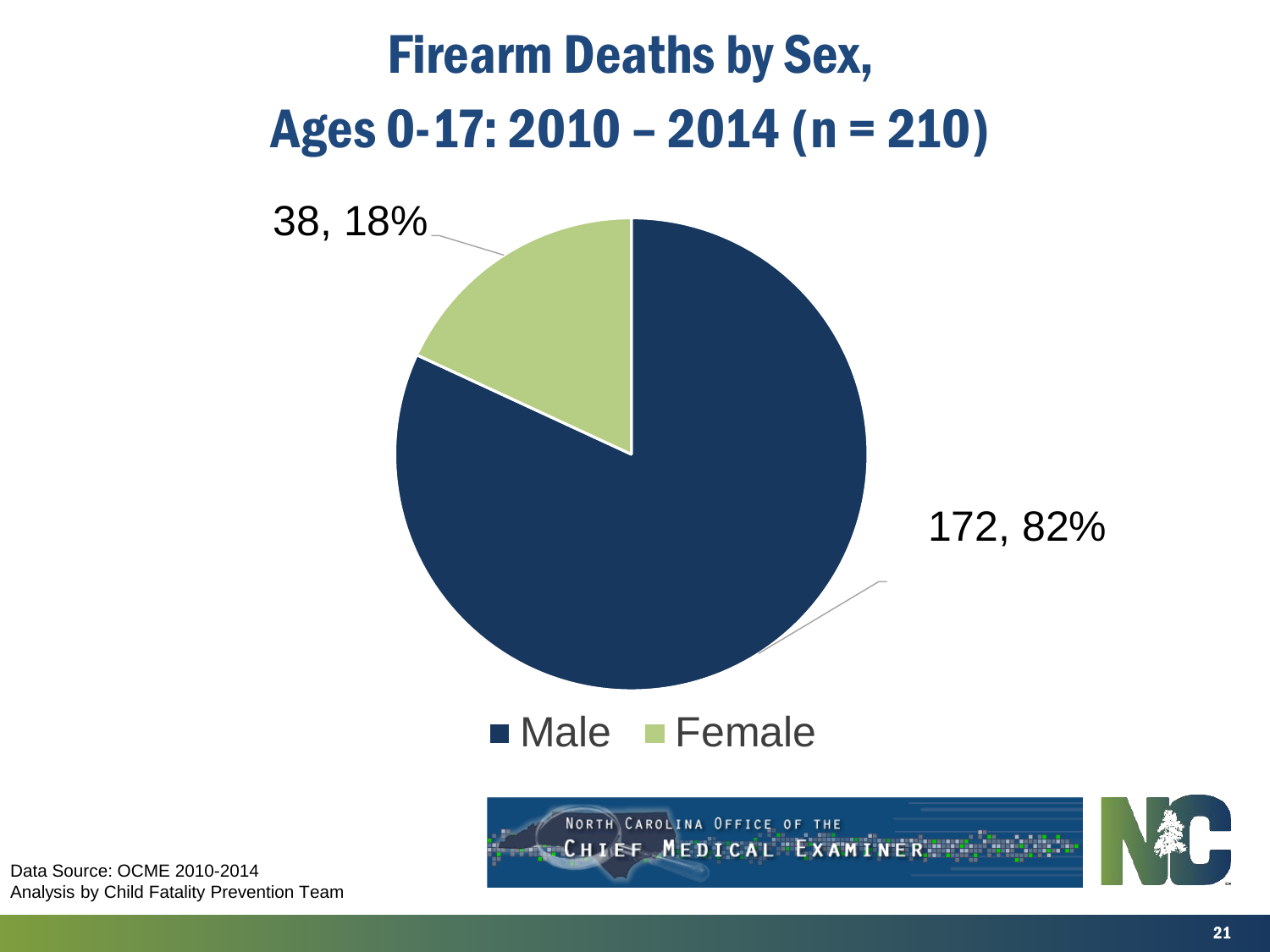# Firearm Deaths by Sex, Ages 0-17: 2010 – 2014 (n = 210)

38, 18%

172, 82%

■ Male ■ Female

Data Source: OCME 2010-2014
Analysis by Child Fatality Prevention Team

NORTH CAROLINA OFFICE OF THE CHIEF MEDICAL EXAMINER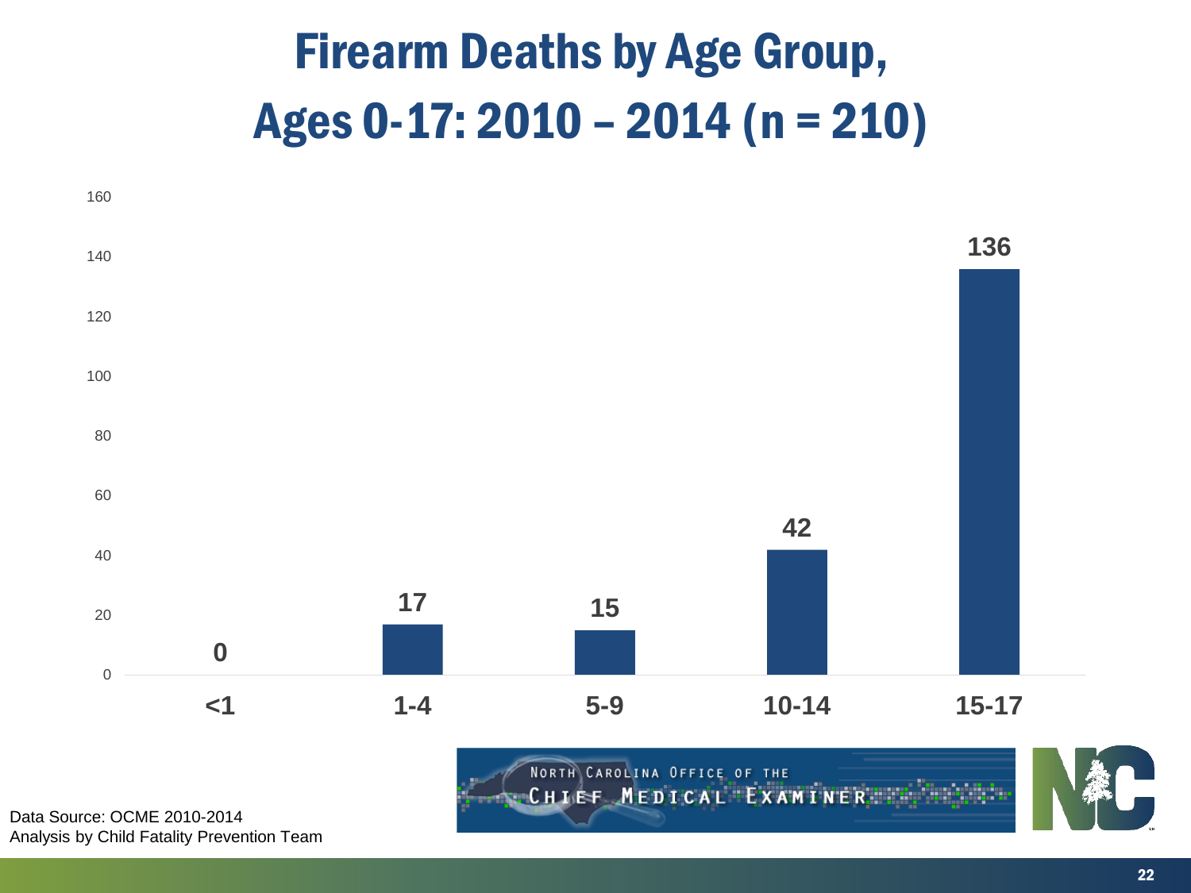# Firearm Deaths by Age Group, Ages 0-17: 2010 – 2014 (n = 210)

| Age Group | Deaths |
|---|---|
| <1 | 0 |
| 1-4 | 17 |
| 5-9 | 15 |
| 10-14 | 42 |
| 15-17 | 136 |

Data Source: OCME 2010-2014
Analysis by Child Fatality Prevention Team

North Carolina Office of the Chief Medical Examiner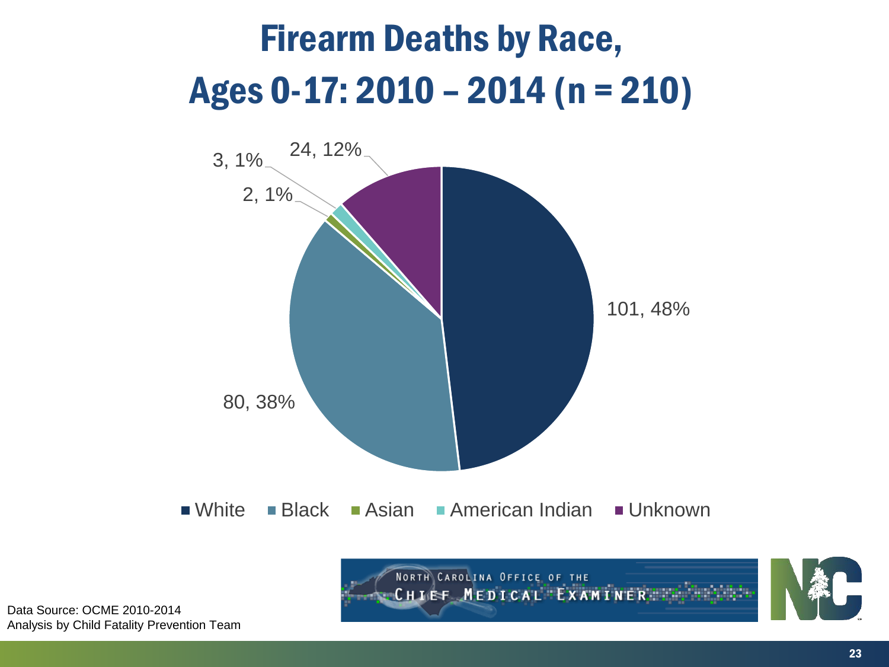# Firearm Deaths by Race, Ages 0-17: 2010 – 2014 (n = 210)

| Race | Count | Percent |
|---|---|---|
| White | 101 | 48% |
| Black | 80 | 38% |
| Asian | 2 | 1% |
| American Indian | 3 | 1% |
| Unknown | 24 | 12% |

Data Source: OCME 2010-2014
Analysis by Child Fatality Prevention Team

NORTH CAROLINA OFFICE OF THE CHIEF MEDICAL EXAMINER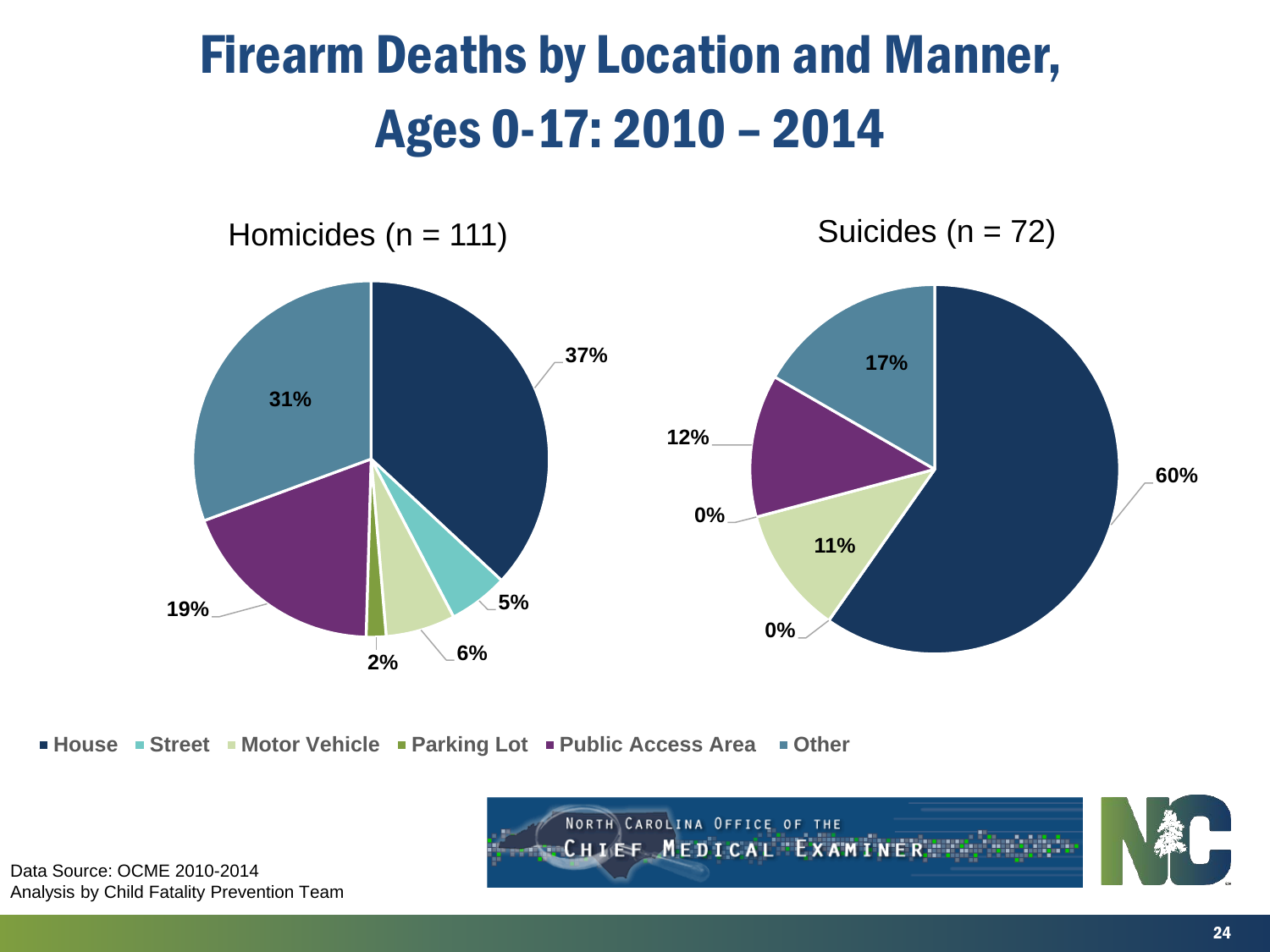# Firearm Deaths by Location and Manner, Ages 0-17: 2010 – 2014

Homicides (n = 111)

| Location | Percent |
| --- | --- |
| House | 37% |
| Street | 5% |
| Motor Vehicle | 6% |
| Parking Lot | 2% |
| Public Access Area | 19% |
| Other | 31% |

Suicides (n = 72)

| Location | Percent |
| --- | --- |
| House | 60% |
| Street | 0% |
| Motor Vehicle | 11% |
| Parking Lot | 0% |
| Public Access Area | 12% |
| Other | 17% |

■ House ■ Street ■ Motor Vehicle ■ Parking Lot ■ Public Access Area ■ Other

Data Source: OCME 2010-2014
Analysis by Child Fatality Prevention Team

North Carolina Office of the Chief Medical Examiner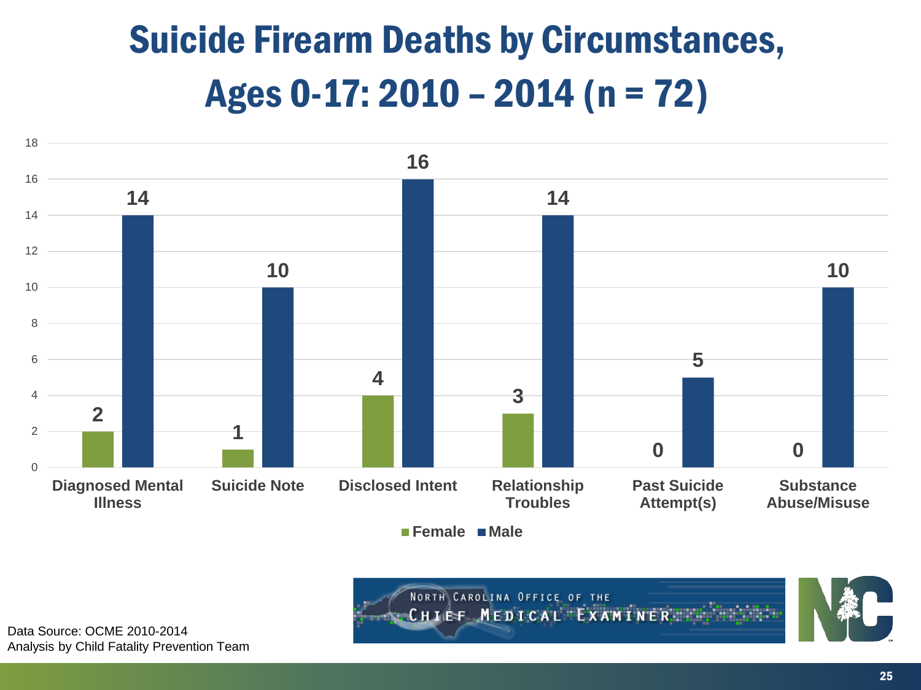# Suicide Firearm Deaths by Circumstances, Ages 0-17: 2010 – 2014 (n = 72)

| Circumstance | Female | Male |
|---|---|---|
| Diagnosed Mental Illness | 2 | 14 |
| Suicide Note | 1 | 10 |
| Disclosed Intent | 4 | 16 |
| Relationship Troubles | 3 | 14 |
| Past Suicide Attempt(s) | 0 | 5 |
| Substance Abuse/Misuse | 0 | 10 |

Data Source: OCME 2010-2014
Analysis by Child Fatality Prevention Team

North Carolina Office of the Chief Medical Examiner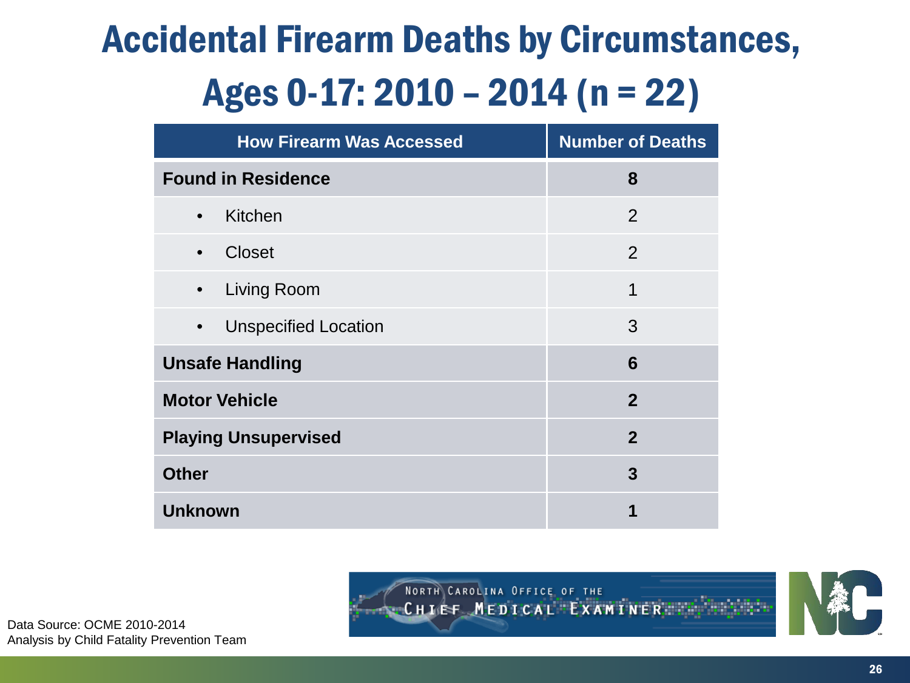# Accidental Firearm Deaths by Circumstances, Ages 0-17: 2010 – 2014 (n = 22)

| How Firearm Was Accessed | Number of Deaths |
|---|---|
| **Found in Residence** | **8** |
| • Kitchen | 2 |
| • Closet | 2 |
| • Living Room | 1 |
| • Unspecified Location | 3 |
| **Unsafe Handling** | **6** |
| **Motor Vehicle** | **2** |
| **Playing Unsupervised** | **2** |
| **Other** | **3** |
| **Unknown** | **1** |

Data Source: OCME 2010-2014
Analysis by Child Fatality Prevention Team

North Carolina Office of the Chief Medical Examiner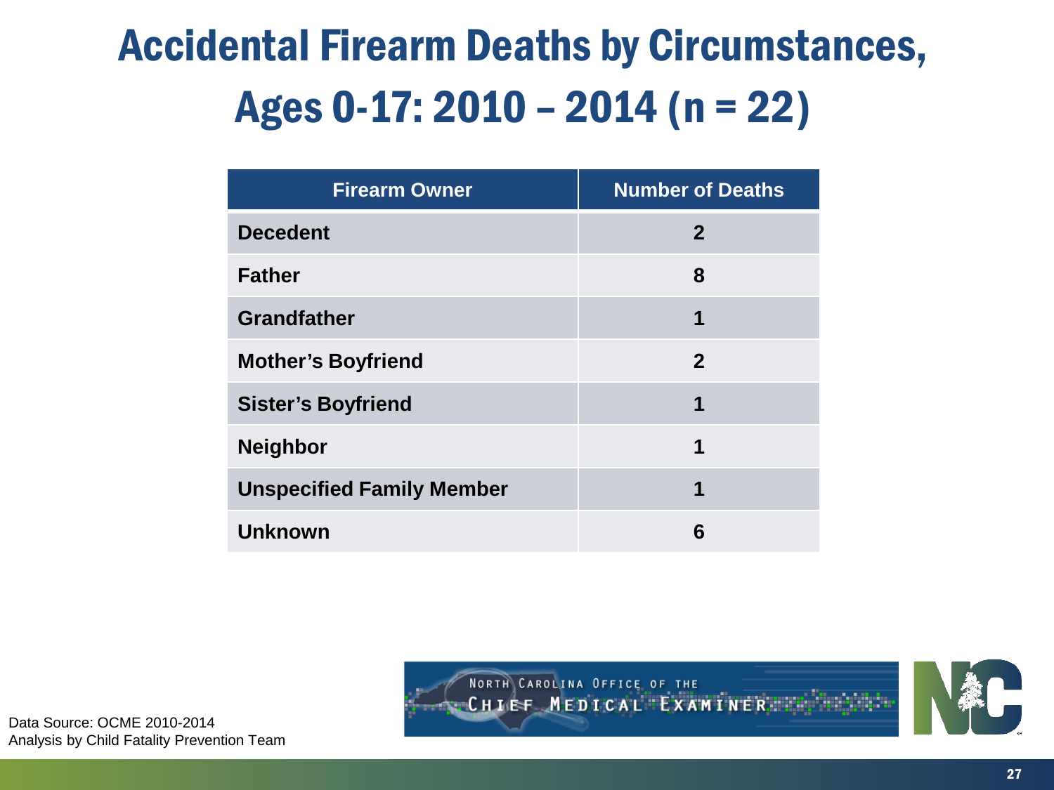# Accidental Firearm Deaths by Circumstances, Ages 0-17: 2010 – 2014 (n = 22)

| Firearm Owner | Number of Deaths |
|---|---|
| Decedent | 2 |
| Father | 8 |
| Grandfather | 1 |
| Mother's Boyfriend | 2 |
| Sister's Boyfriend | 1 |
| Neighbor | 1 |
| Unspecified Family Member | 1 |
| Unknown | 6 |

Data Source: OCME 2010-2014
Analysis by Child Fatality Prevention Team

North Carolina Office of the Chief Medical Examiner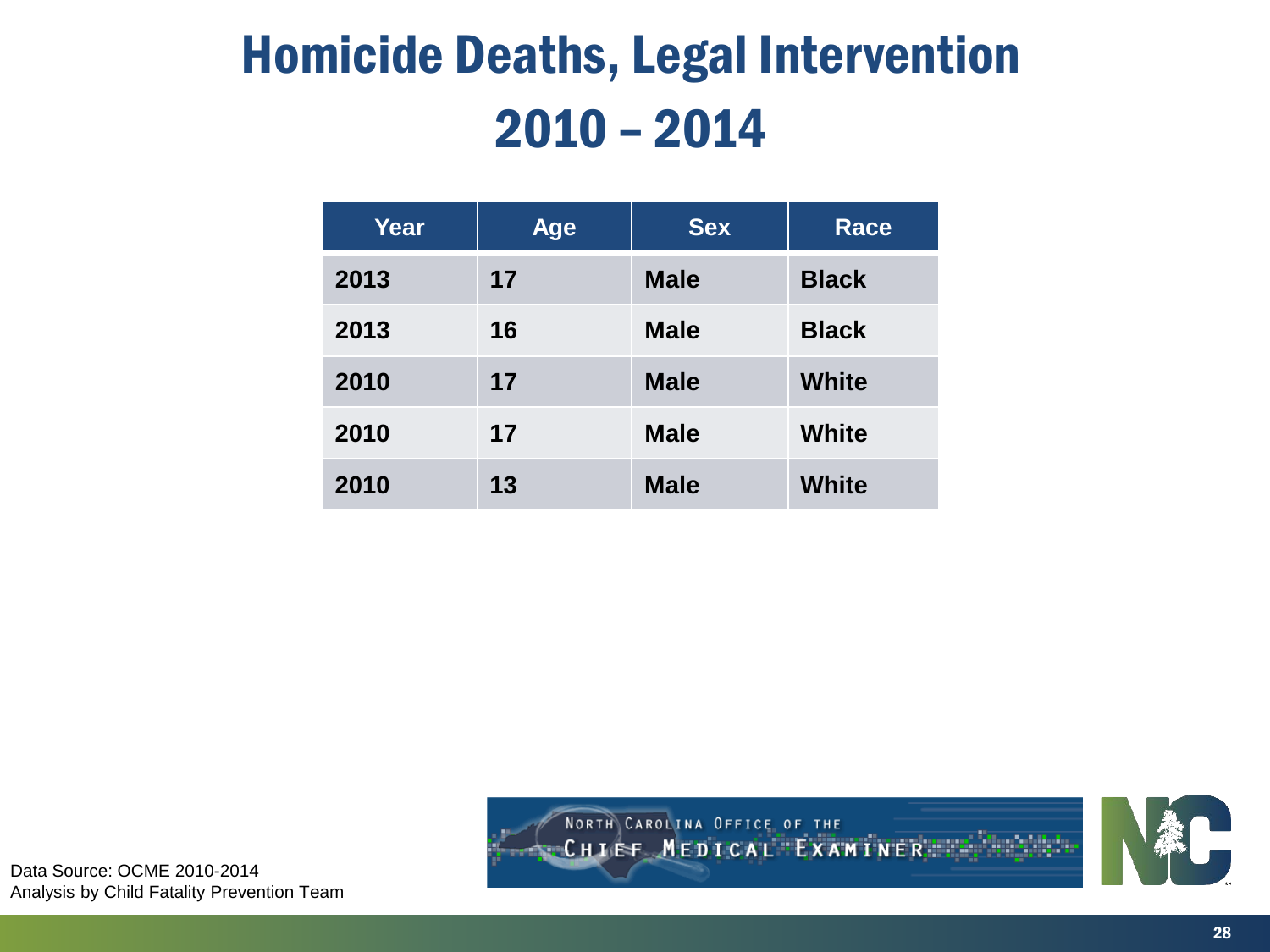# Homicide Deaths, Legal Intervention 2010 – 2014

| Year | Age | Sex | Race |
|---|---|---|---|
| 2013 | 17 | Male | Black |
| 2013 | 16 | Male | Black |
| 2010 | 17 | Male | White |
| 2010 | 17 | Male | White |
| 2010 | 13 | Male | White |

Data Source: OCME 2010-2014
Analysis by Child Fatality Prevention Team

North Carolina Office of the Chief Medical Examiner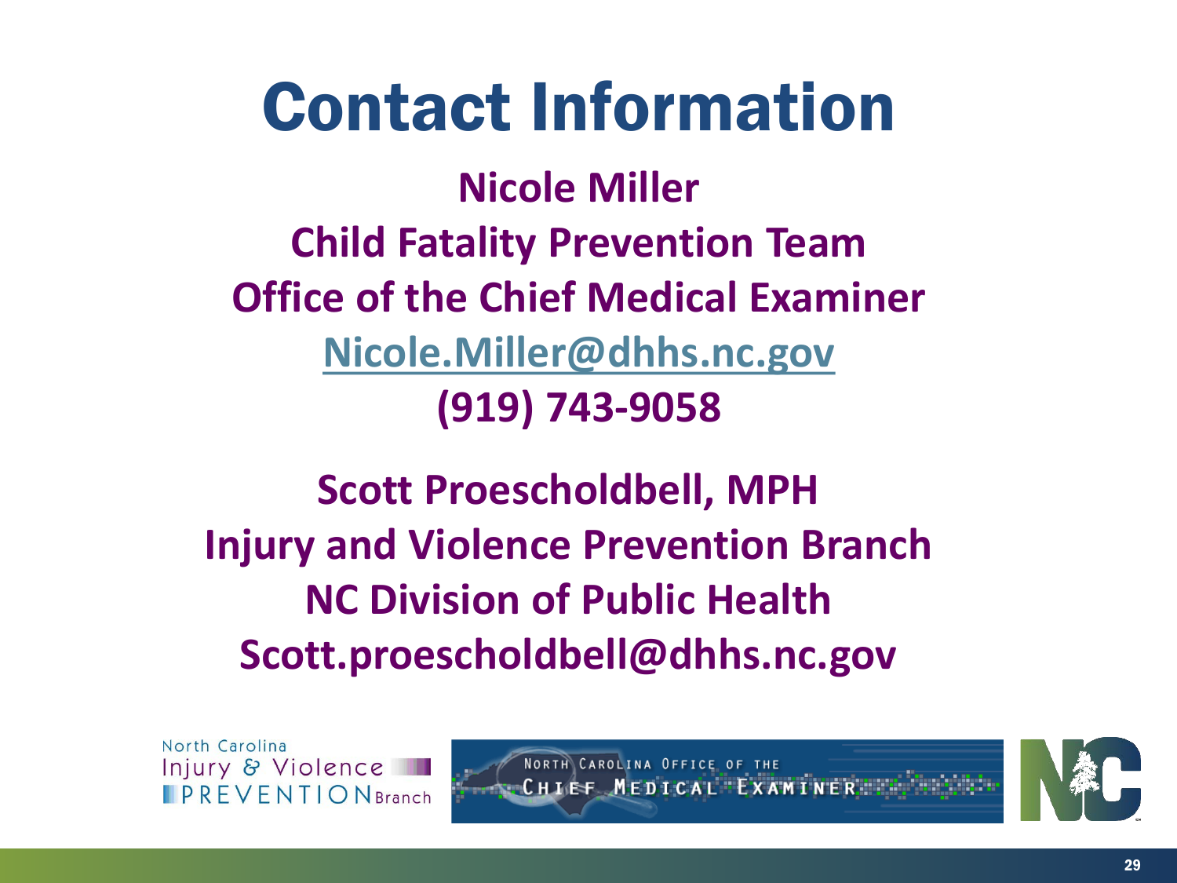# Contact Information

**Nicole Miller**
**Child Fatality Prevention Team**
**Office of the Chief Medical Examiner**
**Nicole.Miller@dhhs.nc.gov**
**(919) 743-9058**

**Scott Proescholdbell, MPH**
**Injury and Violence Prevention Branch**
**NC Division of Public Health**
**Scott.proescholdbell@dhhs.nc.gov**

North Carolina Injury & Violence PREVENTION Branch

North Carolina Office of the Chief Medical Examiner